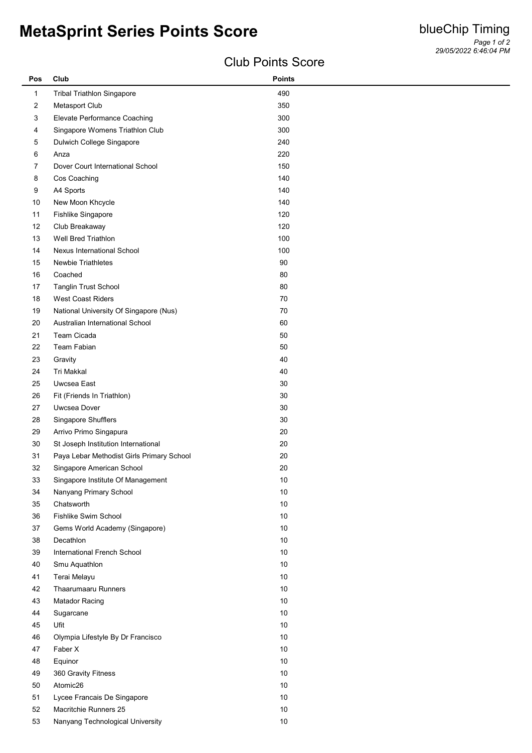# MetaSprint Series Points Score

blueChip Timing

## Club Points Score

| Pos | Club | Points |
|---|---|---|
| 1 | Tribal Triathlon Singapore | 490 |
| 2 | Metasport Club | 350 |
| 3 | Elevate Performance Coaching | 300 |
| 4 | Singapore Womens Triathlon Club | 300 |
| 5 | Dulwich College Singapore | 240 |
| 6 | Anza | 220 |
| 7 | Dover Court International School | 150 |
| 8 | Cos Coaching | 140 |
| 9 | A4 Sports | 140 |
| 10 | New Moon Khcycle | 140 |
| 11 | Fishlike Singapore | 120 |
| 12 | Club Breakaway | 120 |
| 13 | Well Bred Triathlon | 100 |
| 14 | Nexus International School | 100 |
| 15 | Newbie Triathletes | 90 |
| 16 | Coached | 80 |
| 17 | Tanglin Trust School | 80 |
| 18 | West Coast Riders | 70 |
| 19 | National University Of Singapore (Nus) | 70 |
| 20 | Australian International School | 60 |
| 21 | Team Cicada | 50 |
| 22 | Team Fabian | 50 |
| 23 | Gravity | 40 |
| 24 | Tri Makkal | 40 |
| 25 | Uwcsea East | 30 |
| 26 | Fit (Friends In Triathlon) | 30 |
| 27 | Uwcsea Dover | 30 |
| 28 | Singapore Shufflers | 30 |
| 29 | Arrivo Primo Singapura | 20 |
| 30 | St Joseph Institution International | 20 |
| 31 | Paya Lebar Methodist Girls Primary School | 20 |
| 32 | Singapore American School | 20 |
| 33 | Singapore Institute Of Management | 10 |
| 34 | Nanyang Primary School | 10 |
| 35 | Chatsworth | 10 |
| 36 | Fishlike Swim School | 10 |
| 37 | Gems World Academy (Singapore) | 10 |
| 38 | Decathlon | 10 |
| 39 | International French School | 10 |
| 40 | Smu Aquathlon | 10 |
| 41 | Terai Melayu | 10 |
| 42 | Thaarumaaru Runners | 10 |
| 43 | Matador Racing | 10 |
| 44 | Sugarcane | 10 |
| 45 | Ufit | 10 |
| 46 | Olympia Lifestyle By Dr Francisco | 10 |
| 47 | Faber X | 10 |
| 48 | Equinor | 10 |
| 49 | 360 Gravity Fitness | 10 |
| 50 | Atomic26 | 10 |
| 51 | Lycee Francais De Singapore | 10 |
| 52 | Macritchie Runners 25 | 10 |
| 53 | Nanyang Technological University | 10 |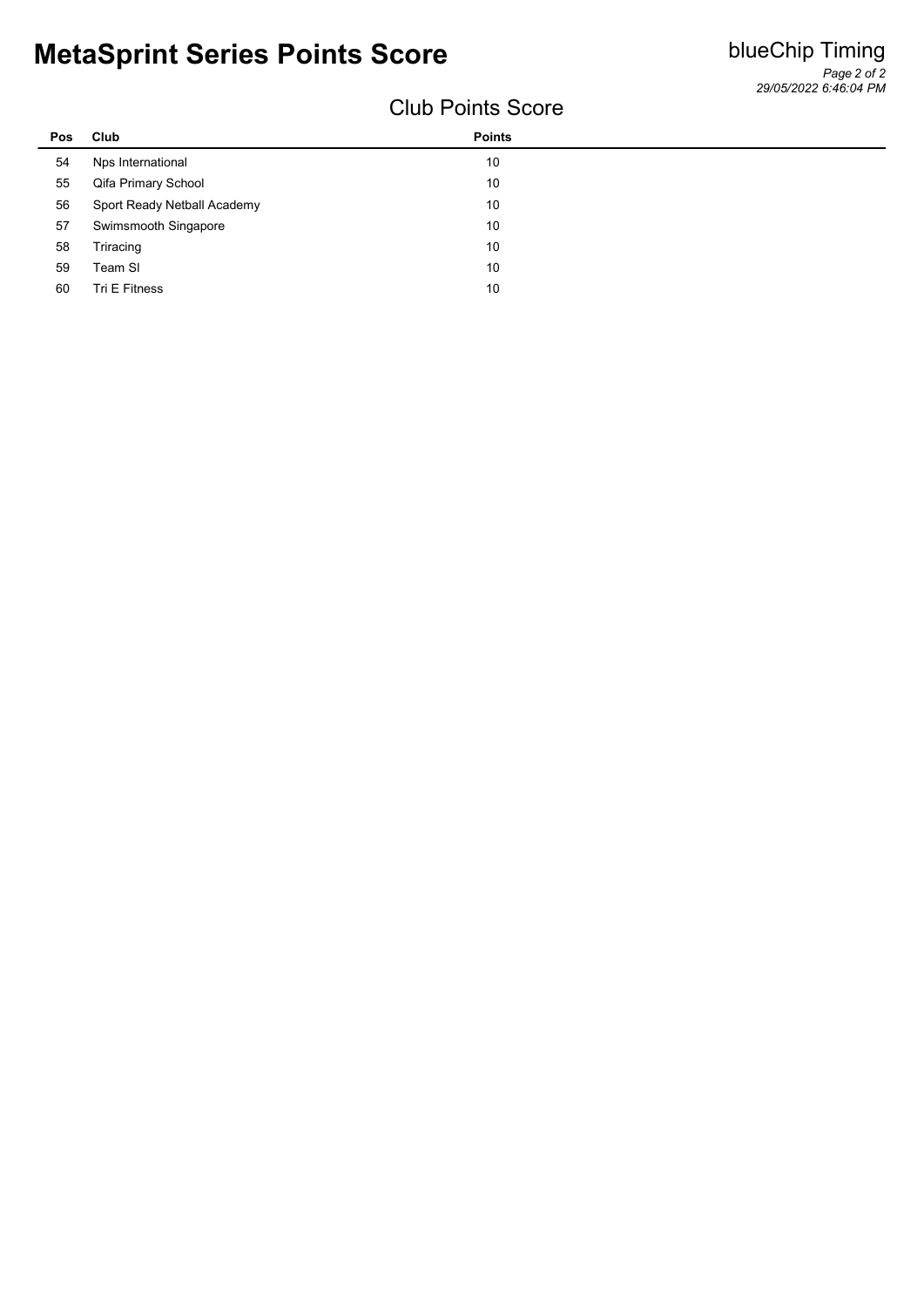# MetaSprint Series Points Score

## Club Points Score

| Pos | Club | Points |
|---|---|---|
| 54 | Nps International | 10 |
| 55 | Qifa Primary School | 10 |
| 56 | Sport Ready Netball Academy | 10 |
| 57 | Swimsmooth Singapore | 10 |
| 58 | Triracing | 10 |
| 59 | Team SI | 10 |
| 60 | Tri E Fitness | 10 |